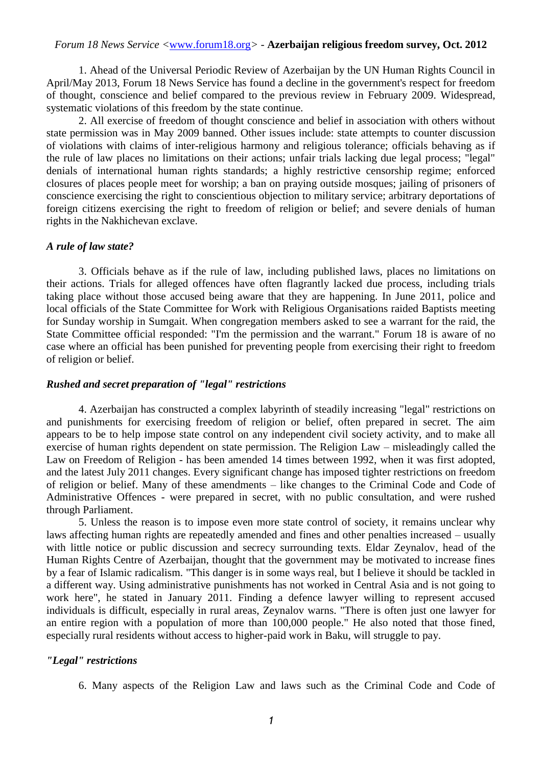*Forum 18 News Service <www.forum18.org>* - **Azerbaijan religious freedom survey, Oct. 2012**

1. Ahead of the Universal Periodic Review of Azerbaijan by the UN Human Rights Council in April/May 2013, Forum 18 News Service has found a decline in the government's respect for freedom of thought, conscience and belief compared to the previous review in February 2009. Widespread, systematic violations of this freedom by the state continue.

2. All exercise of freedom of thought conscience and belief in association with others without state permission was in May 2009 banned. Other issues include: state attempts to counter discussion of violations with claims of inter-religious harmony and religious tolerance; officials behaving as if the rule of law places no limitations on their actions; unfair trials lacking due legal process; "legal" denials of international human rights standards; a highly restrictive censorship regime; enforced closures of places people meet for worship; a ban on praying outside mosques; jailing of prisoners of conscience exercising the right to conscientious objection to military service; arbitrary deportations of foreign citizens exercising the right to freedom of religion or belief; and severe denials of human rights in the Nakhichevan exclave.

### *A rule of law state?*

3. Officials behave as if the rule of law, including published laws, places no limitations on their actions. Trials for alleged offences have often flagrantly lacked due process, including trials taking place without those accused being aware that they are happening. In June 2011, police and local officials of the State Committee for Work with Religious Organisations raided Baptists meeting for Sunday worship in Sumgait. When congregation members asked to see a warrant for the raid, the State Committee official responded: "I'm the permission and the warrant." Forum 18 is aware of no case where an official has been punished for preventing people from exercising their right to freedom of religion or belief.

### *Rushed and secret preparation of "legal" restrictions*

4. Azerbaijan has constructed a complex labyrinth of steadily increasing "legal" restrictions on and punishments for exercising freedom of religion or belief, often prepared in secret. The aim appears to be to help impose state control on any independent civil society activity, and to make all exercise of human rights dependent on state permission. The Religion Law – misleadingly called the Law on Freedom of Religion - has been amended 14 times between 1992, when it was first adopted, and the latest July 2011 changes. Every significant change has imposed tighter restrictions on freedom of religion or belief. Many of these amendments – like changes to the Criminal Code and Code of Administrative Offences - were prepared in secret, with no public consultation, and were rushed through Parliament.

5. Unless the reason is to impose even more state control of society, it remains unclear why laws affecting human rights are repeatedly amended and fines and other penalties increased – usually with little notice or public discussion and secrecy surrounding texts. Eldar Zeynalov, head of the Human Rights Centre of Azerbaijan, thought that the government may be motivated to increase fines by a fear of Islamic radicalism. "This danger is in some ways real, but I believe it should be tackled in a different way. Using administrative punishments has not worked in Central Asia and is not going to work here", he stated in January 2011. Finding a defence lawyer willing to represent accused individuals is difficult, especially in rural areas, Zeynalov warns. "There is often just one lawyer for an entire region with a population of more than 100,000 people." He also noted that those fined, especially rural residents without access to higher-paid work in Baku, will struggle to pay.

### *"Legal" restrictions*

6. Many aspects of the Religion Law and laws such as the Criminal Code and Code of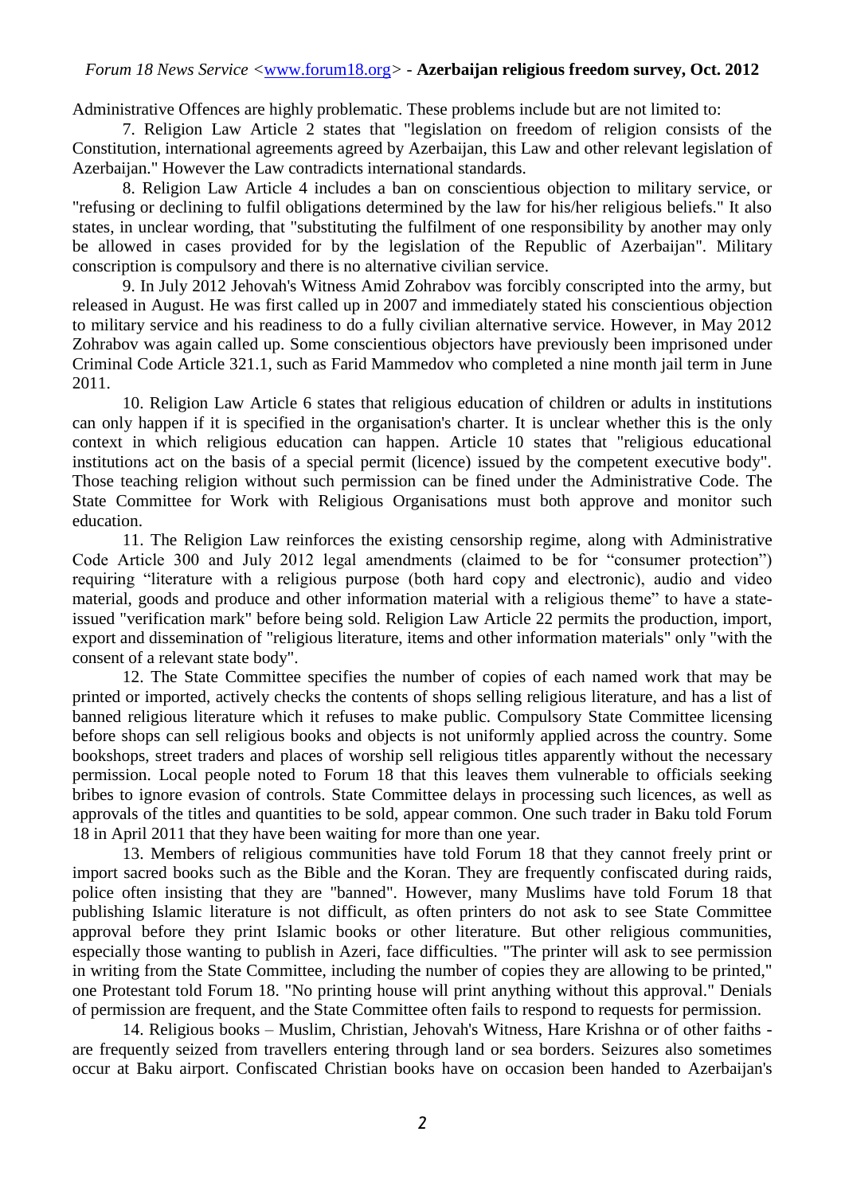Administrative Offences are highly problematic. These problems include but are not limited to:

7. Religion Law Article 2 states that "legislation on freedom of religion consists of the Constitution, international agreements agreed by Azerbaijan, this Law and other relevant legislation of Azerbaijan." However the Law contradicts international standards.

8. Religion Law Article 4 includes a ban on conscientious objection to military service, or "refusing or declining to fulfil obligations determined by the law for his/her religious beliefs." It also states, in unclear wording, that "substituting the fulfilment of one responsibility by another may only be allowed in cases provided for by the legislation of the Republic of Azerbaijan". Military conscription is compulsory and there is no alternative civilian service.

9. In July 2012 Jehovah's Witness Amid Zohrabov was forcibly conscripted into the army, but released in August. He was first called up in 2007 and immediately stated his conscientious objection to military service and his readiness to do a fully civilian alternative service. However, in May 2012 Zohrabov was again called up. Some conscientious objectors have previously been imprisoned under Criminal Code Article 321.1, such as Farid Mammedov who completed a nine month jail term in June 2011.

10. Religion Law Article 6 states that religious education of children or adults in institutions can only happen if it is specified in the organisation's charter. It is unclear whether this is the only context in which religious education can happen. Article 10 states that "religious educational institutions act on the basis of a special permit (licence) issued by the competent executive body". Those teaching religion without such permission can be fined under the Administrative Code. The State Committee for Work with Religious Organisations must both approve and monitor such education.

11. The Religion Law reinforces the existing censorship regime, along with Administrative Code Article 300 and July 2012 legal amendments (claimed to be for "consumer protection") requiring "literature with a religious purpose (both hard copy and electronic), audio and video material, goods and produce and other information material with a religious theme" to have a state-issued "verification mark" before being sold. Religion Law Article 22 permits the production, import, export and dissemination of "religious literature, items and other information materials" only "with the consent of a relevant state body".

12. The State Committee specifies the number of copies of each named work that may be printed or imported, actively checks the contents of shops selling religious literature, and has a list of banned religious literature which it refuses to make public. Compulsory State Committee licensing before shops can sell religious books and objects is not uniformly applied across the country. Some bookshops, street traders and places of worship sell religious titles apparently without the necessary permission. Local people noted to Forum 18 that this leaves them vulnerable to officials seeking bribes to ignore evasion of controls. State Committee delays in processing such licences, as well as approvals of the titles and quantities to be sold, appear common. One such trader in Baku told Forum 18 in April 2011 that they have been waiting for more than one year.

13. Members of religious communities have told Forum 18 that they cannot freely print or import sacred books such as the Bible and the Koran. They are frequently confiscated during raids, police often insisting that they are "banned". However, many Muslims have told Forum 18 that publishing Islamic literature is not difficult, as often printers do not ask to see State Committee approval before they print Islamic books or other literature. But other religious communities, especially those wanting to publish in Azeri, face difficulties. "The printer will ask to see permission in writing from the State Committee, including the number of copies they are allowing to be printed," one Protestant told Forum 18. "No printing house will print anything without this approval." Denials of permission are frequent, and the State Committee often fails to respond to requests for permission.

14. Religious books – Muslim, Christian, Jehovah's Witness, Hare Krishna or of other faiths - are frequently seized from travellers entering through land or sea borders. Seizures also sometimes occur at Baku airport. Confiscated Christian books have on occasion been handed to Azerbaijan's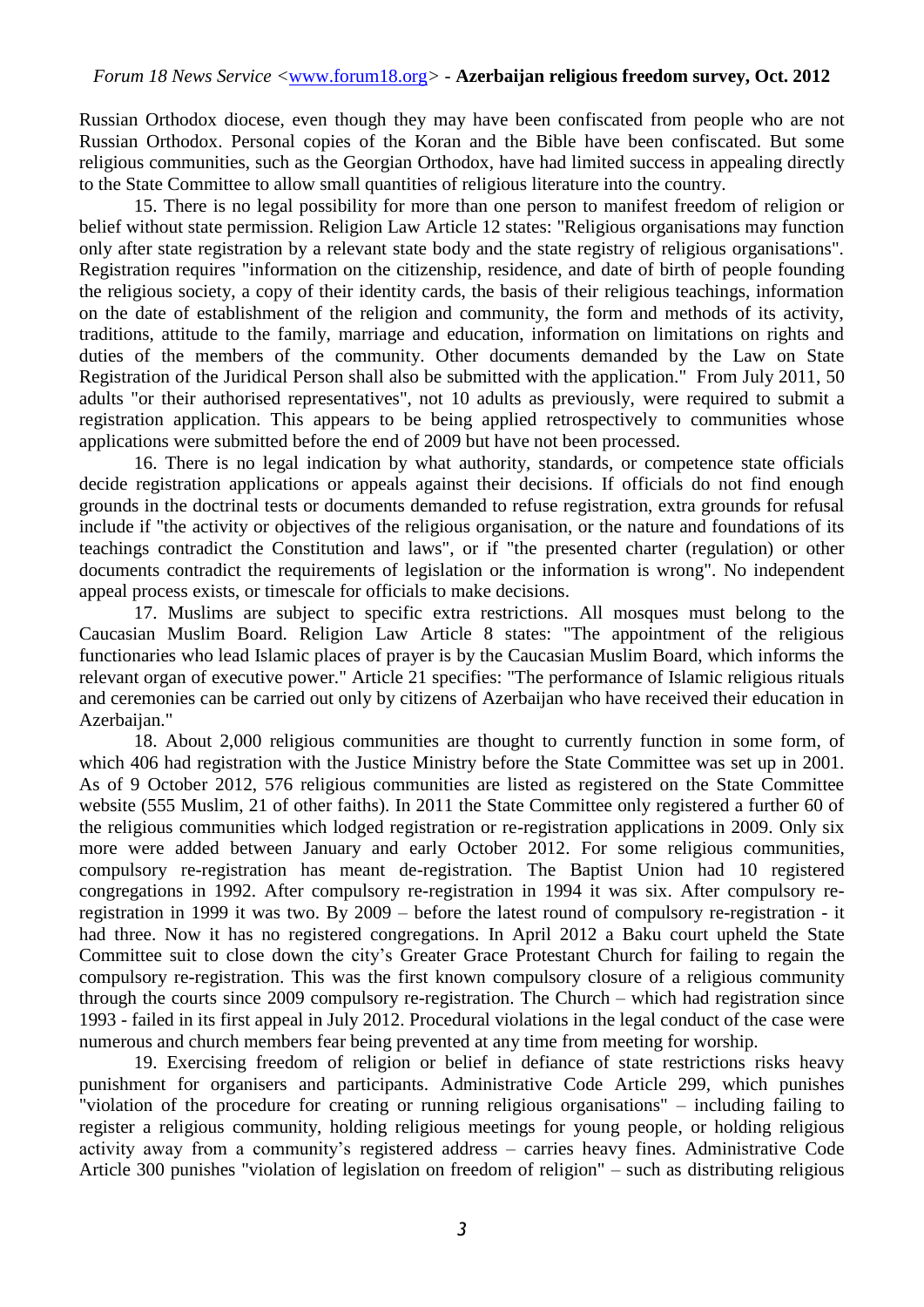Russian Orthodox diocese, even though they may have been confiscated from people who are not Russian Orthodox. Personal copies of the Koran and the Bible have been confiscated. But some religious communities, such as the Georgian Orthodox, have had limited success in appealing directly to the State Committee to allow small quantities of religious literature into the country.

15. There is no legal possibility for more than one person to manifest freedom of religion or belief without state permission. Religion Law Article 12 states: "Religious organisations may function only after state registration by a relevant state body and the state registry of religious organisations". Registration requires "information on the citizenship, residence, and date of birth of people founding the religious society, a copy of their identity cards, the basis of their religious teachings, information on the date of establishment of the religion and community, the form and methods of its activity, traditions, attitude to the family, marriage and education, information on limitations on rights and duties of the members of the community. Other documents demanded by the Law on State Registration of the Juridical Person shall also be submitted with the application." From July 2011, 50 adults "or their authorised representatives", not 10 adults as previously, were required to submit a registration application. This appears to be being applied retrospectively to communities whose applications were submitted before the end of 2009 but have not been processed.

16. There is no legal indication by what authority, standards, or competence state officials decide registration applications or appeals against their decisions. If officials do not find enough grounds in the doctrinal tests or documents demanded to refuse registration, extra grounds for refusal include if "the activity or objectives of the religious organisation, or the nature and foundations of its teachings contradict the Constitution and laws", or if "the presented charter (regulation) or other documents contradict the requirements of legislation or the information is wrong". No independent appeal process exists, or timescale for officials to make decisions.

17. Muslims are subject to specific extra restrictions. All mosques must belong to the Caucasian Muslim Board. Religion Law Article 8 states: "The appointment of the religious functionaries who lead Islamic places of prayer is by the Caucasian Muslim Board, which informs the relevant organ of executive power." Article 21 specifies: "The performance of Islamic religious rituals and ceremonies can be carried out only by citizens of Azerbaijan who have received their education in Azerbaijan."

18. About 2,000 religious communities are thought to currently function in some form, of which 406 had registration with the Justice Ministry before the State Committee was set up in 2001. As of 9 October 2012, 576 religious communities are listed as registered on the State Committee website (555 Muslim, 21 of other faiths). In 2011 the State Committee only registered a further 60 of the religious communities which lodged registration or re-registration applications in 2009. Only six more were added between January and early October 2012. For some religious communities, compulsory re-registration has meant de-registration. The Baptist Union had 10 registered congregations in 1992. After compulsory re-registration in 1994 it was six. After compulsory re-registration in 1999 it was two. By 2009 – before the latest round of compulsory re-registration - it had three. Now it has no registered congregations. In April 2012 a Baku court upheld the State Committee suit to close down the city's Greater Grace Protestant Church for failing to regain the compulsory re-registration. This was the first known compulsory closure of a religious community through the courts since 2009 compulsory re-registration. The Church – which had registration since 1993 - failed in its first appeal in July 2012. Procedural violations in the legal conduct of the case were numerous and church members fear being prevented at any time from meeting for worship.

19. Exercising freedom of religion or belief in defiance of state restrictions risks heavy punishment for organisers and participants. Administrative Code Article 299, which punishes "violation of the procedure for creating or running religious organisations" – including failing to register a religious community, holding religious meetings for young people, or holding religious activity away from a community's registered address – carries heavy fines. Administrative Code Article 300 punishes "violation of legislation on freedom of religion" – such as distributing religious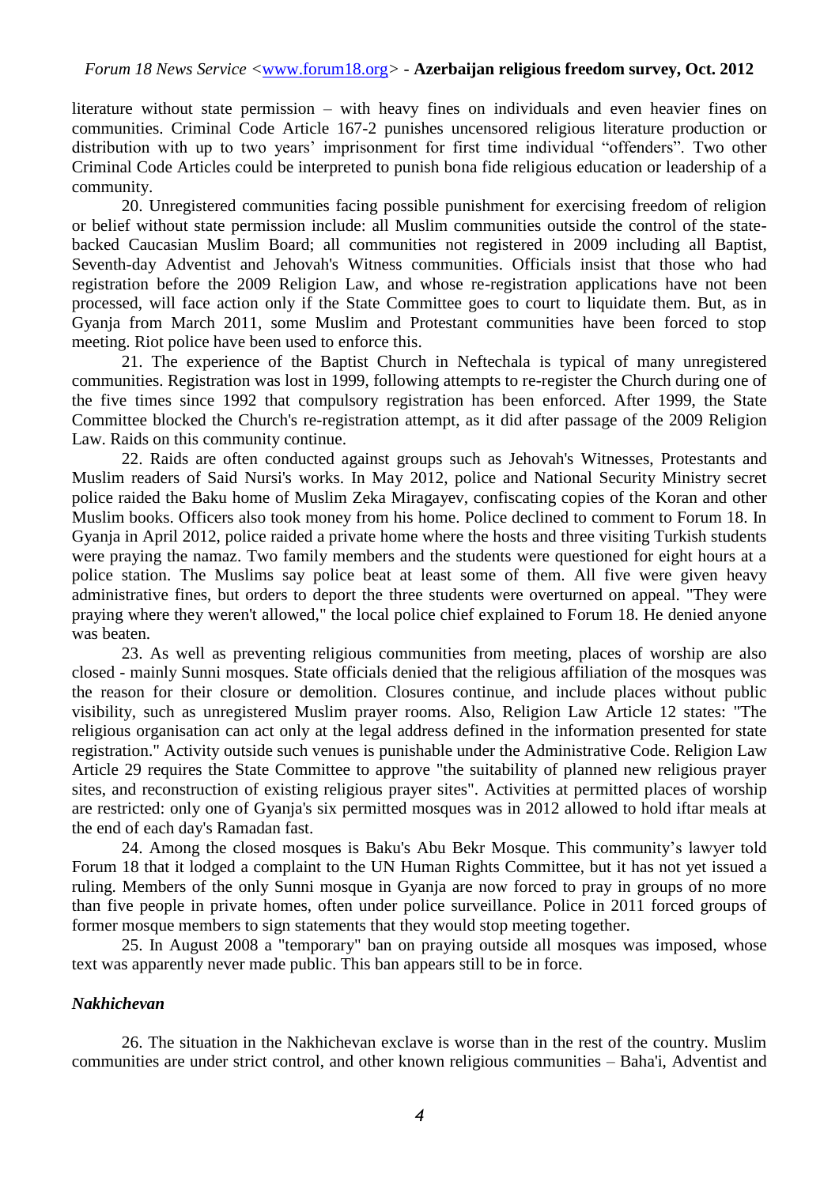literature without state permission – with heavy fines on individuals and even heavier fines on communities. Criminal Code Article 167-2 punishes uncensored religious literature production or distribution with up to two years' imprisonment for first time individual "offenders". Two other Criminal Code Articles could be interpreted to punish bona fide religious education or leadership of a community.

20. Unregistered communities facing possible punishment for exercising freedom of religion or belief without state permission include: all Muslim communities outside the control of the state-backed Caucasian Muslim Board; all communities not registered in 2009 including all Baptist, Seventh-day Adventist and Jehovah's Witness communities. Officials insist that those who had registration before the 2009 Religion Law, and whose re-registration applications have not been processed, will face action only if the State Committee goes to court to liquidate them. But, as in Gyanja from March 2011, some Muslim and Protestant communities have been forced to stop meeting. Riot police have been used to enforce this.

21. The experience of the Baptist Church in Neftechala is typical of many unregistered communities. Registration was lost in 1999, following attempts to re-register the Church during one of the five times since 1992 that compulsory registration has been enforced. After 1999, the State Committee blocked the Church's re-registration attempt, as it did after passage of the 2009 Religion Law. Raids on this community continue.

22. Raids are often conducted against groups such as Jehovah's Witnesses, Protestants and Muslim readers of Said Nursi's works. In May 2012, police and National Security Ministry secret police raided the Baku home of Muslim Zeka Miragayev, confiscating copies of the Koran and other Muslim books. Officers also took money from his home. Police declined to comment to Forum 18. In Gyanja in April 2012, police raided a private home where the hosts and three visiting Turkish students were praying the namaz. Two family members and the students were questioned for eight hours at a police station. The Muslims say police beat at least some of them. All five were given heavy administrative fines, but orders to deport the three students were overturned on appeal. "They were praying where they weren't allowed," the local police chief explained to Forum 18. He denied anyone was beaten.

23. As well as preventing religious communities from meeting, places of worship are also closed - mainly Sunni mosques. State officials denied that the religious affiliation of the mosques was the reason for their closure or demolition. Closures continue, and include places without public visibility, such as unregistered Muslim prayer rooms. Also, Religion Law Article 12 states: "The religious organisation can act only at the legal address defined in the information presented for state registration." Activity outside such venues is punishable under the Administrative Code. Religion Law Article 29 requires the State Committee to approve "the suitability of planned new religious prayer sites, and reconstruction of existing religious prayer sites". Activities at permitted places of worship are restricted: only one of Gyanja's six permitted mosques was in 2012 allowed to hold iftar meals at the end of each day's Ramadan fast.

24. Among the closed mosques is Baku's Abu Bekr Mosque. This community's lawyer told Forum 18 that it lodged a complaint to the UN Human Rights Committee, but it has not yet issued a ruling. Members of the only Sunni mosque in Gyanja are now forced to pray in groups of no more than five people in private homes, often under police surveillance. Police in 2011 forced groups of former mosque members to sign statements that they would stop meeting together.

25. In August 2008 a "temporary" ban on praying outside all mosques was imposed, whose text was apparently never made public. This ban appears still to be in force.

### *Nakhichevan*

26. The situation in the Nakhichevan exclave is worse than in the rest of the country. Muslim communities are under strict control, and other known religious communities – Baha'i, Adventist and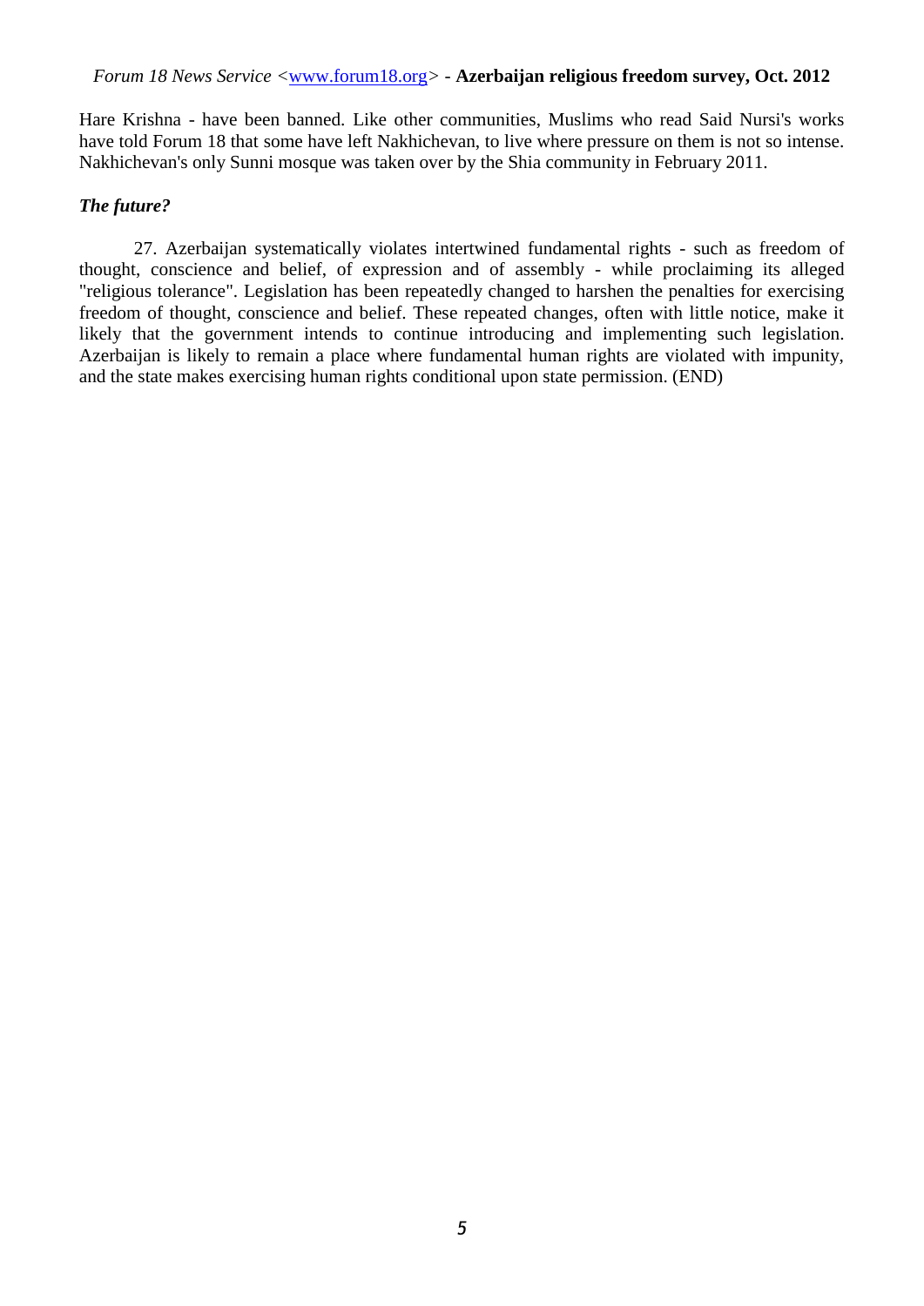Hare Krishna - have been banned. Like other communities, Muslims who read Said Nursi's works have told Forum 18 that some have left Nakhichevan, to live where pressure on them is not so intense. Nakhichevan's only Sunni mosque was taken over by the Shia community in February 2011.

### *The future?*

27. Azerbaijan systematically violates intertwined fundamental rights - such as freedom of thought, conscience and belief, of expression and of assembly - while proclaiming its alleged "religious tolerance". Legislation has been repeatedly changed to harshen the penalties for exercising freedom of thought, conscience and belief. These repeated changes, often with little notice, make it likely that the government intends to continue introducing and implementing such legislation. Azerbaijan is likely to remain a place where fundamental human rights are violated with impunity, and the state makes exercising human rights conditional upon state permission. (END)